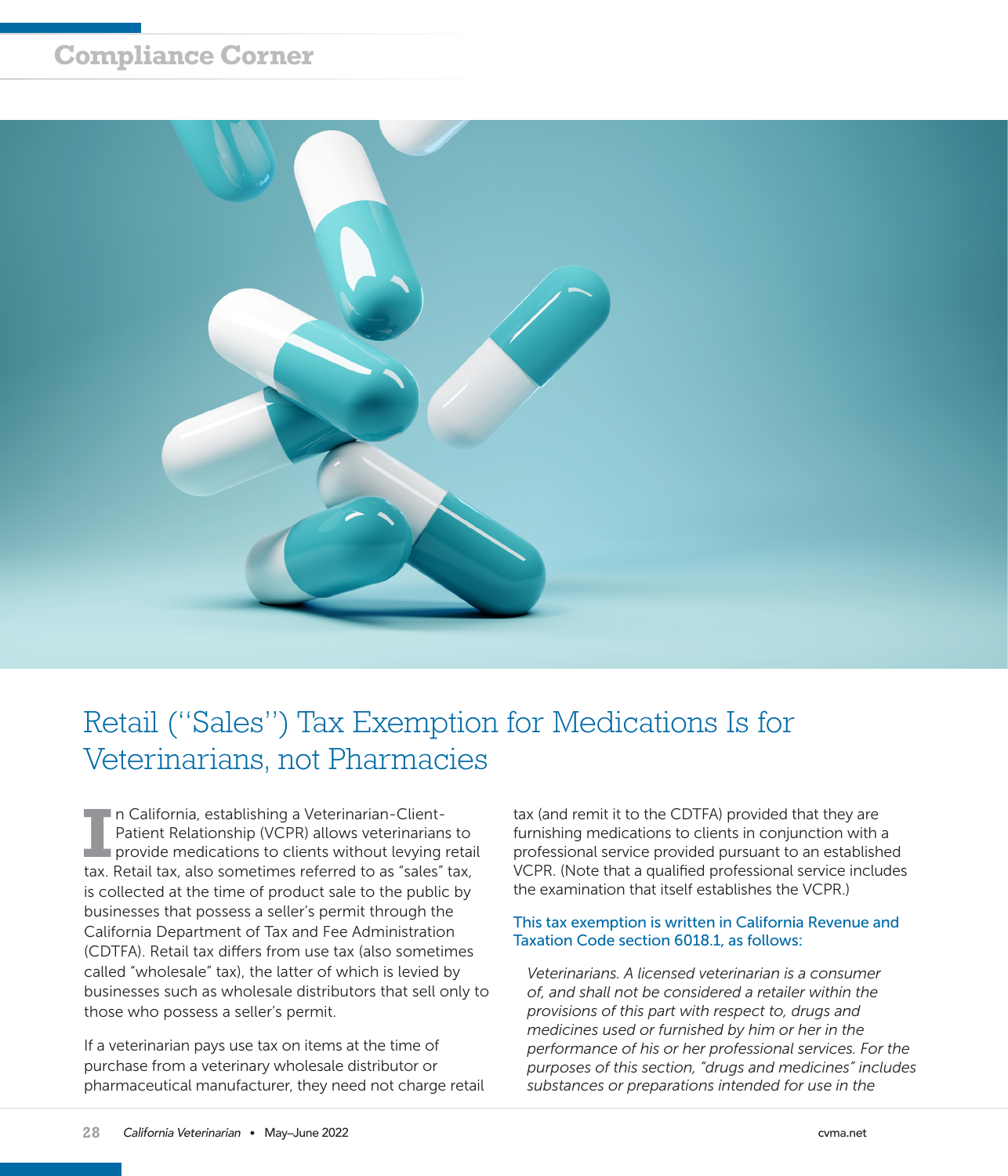Compliance Corner

# Retail ("Sales") Tax Exemption for Medications Is for Veterinarians, not Pharmacies

In California, establishing a Veterinarian-Client-Patient Relationship (VCPR) allows veterinarians to provide medications to clients without levying retail tax. Retail tax, also sometimes referred to as "sales" tax, is collected at the time of product sale to the public by businesses that possess a seller's permit through the California Department of Tax and Fee Administration (CDTFA). Retail tax differs from use tax (also sometimes called "wholesale" tax), the latter of which is levied by businesses such as wholesale distributors that sell only to those who possess a seller's permit.

If a veterinarian pays use tax on items at the time of purchase from a veterinary wholesale distributor or pharmaceutical manufacturer, they need not charge retail tax (and remit it to the CDTFA) provided that they are furnishing medications to clients in conjunction with a professional service provided pursuant to an established VCPR. (Note that a qualified professional service includes the examination that itself establishes the VCPR.)

### This tax exemption is written in California Revenue and Taxation Code section 6018.1, as follows:

> *Veterinarians. A licensed veterinarian is a consumer of, and shall not be considered a retailer within the provisions of this part with respect to, drugs and medicines used or furnished by him or her in the performance of his or her professional services. For the purposes of this section, "drugs and medicines" includes substances or preparations intended for use in the*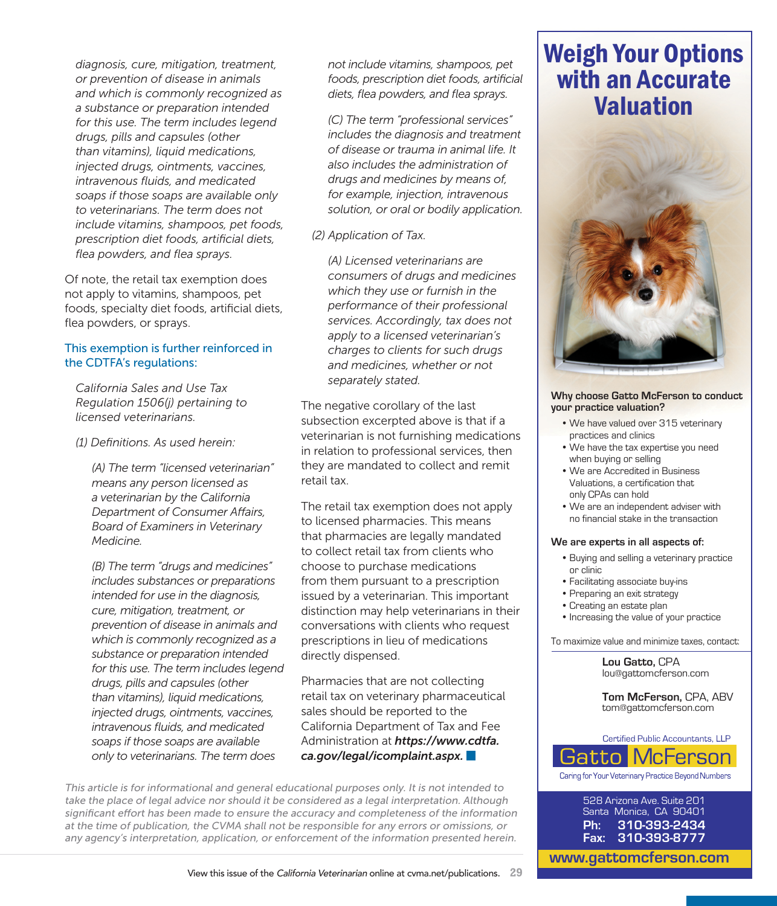*diagnosis, cure, mitigation, treatment, or prevention of disease in animals and which is commonly recognized as a substance or preparation intended for this use. The term includes legend drugs, pills and capsules (other than vitamins), liquid medications, injected drugs, ointments, vaccines, intravenous fluids, and medicated soaps if those soaps are available only to veterinarians. The term does not include vitamins, shampoos, pet foods, prescription diet foods, artificial diets, flea powders, and flea sprays.*

Of note, the retail tax exemption does not apply to vitamins, shampoos, pet foods, specialty diet foods, artificial diets, flea powders, or sprays.

This exemption is further reinforced in the CDTFA's regulations:

*California Sales and Use Tax Regulation 1506(j) pertaining to licensed veterinarians.*

*(1) Definitions. As used herein:*

*(A) The term "licensed veterinarian" means any person licensed as a veterinarian by the California Department of Consumer Affairs, Board of Examiners in Veterinary Medicine.*

*(B) The term "drugs and medicines" includes substances or preparations intended for use in the diagnosis, cure, mitigation, treatment, or prevention of disease in animals and which is commonly recognized as a substance or preparation intended for this use. The term includes legend drugs, pills and capsules (other than vitamins), liquid medications, injected drugs, ointments, vaccines, intravenous fluids, and medicated soaps if those soaps are available only to veterinarians. The term does not include vitamins, shampoos, pet foods, prescription diet foods, artificial diets, flea powders, and flea sprays.*

*(C) The term "professional services" includes the diagnosis and treatment of disease or trauma in animal life. It also includes the administration of drugs and medicines by means of, for example, injection, intravenous solution, or oral or bodily application.*

*(2) Application of Tax.*

*(A) Licensed veterinarians are consumers of drugs and medicines which they use or furnish in the performance of their professional services. Accordingly, tax does not apply to a licensed veterinarian's charges to clients for such drugs and medicines, whether or not separately stated.*

The negative corollary of the last subsection excerpted above is that if a veterinarian is not furnishing medications in relation to professional services, then they are mandated to collect and remit retail tax.

The retail tax exemption does not apply to licensed pharmacies. This means that pharmacies are legally mandated to collect retail tax from clients who choose to purchase medications from them pursuant to a prescription issued by a veterinarian. This important distinction may help veterinarians in their conversations with clients who request prescriptions in lieu of medications directly dispensed.

Pharmacies that are not collecting retail tax on veterinary pharmaceutical sales should be reported to the California Department of Tax and Fee Administration at ***https://www.cdtfa.ca.gov/legal/icomplaint.aspx.***

*This article is for informational and general educational purposes only. It is not intended to take the place of legal advice nor should it be considered as a legal interpretation. Although significant effort has been made to ensure the accuracy and completeness of the information at the time of publication, the CVMA shall not be responsible for any errors or omissions, or any agency's interpretation, application, or enforcement of the information presented herein.*

# Weigh Your Options with an Accurate Valuation

**Why choose Gatto McFerson to conduct your practice valuation?**

- We have valued over 315 veterinary practices and clinics
- We have the tax expertise you need when buying or selling
- We are Accredited in Business Valuations, a certification that only CPAs can hold
- We are an independent adviser with no financial stake in the transaction

**We are experts in all aspects of:**

- Buying and selling a veterinary practice or clinic
- Facilitating associate buy-ins
- Preparing an exit strategy
- Creating an estate plan
- Increasing the value of your practice

To maximize value and minimize taxes, contact:

**Lou Gatto,** CPA
lou@gattomcferson.com

**Tom McFerson,** CPA, ABV
tom@gattomcferson.com

Certified Public Accountants, LLP
Gatto McFerson
Caring for Your Veterinary Practice Beyond Numbers

528 Arizona Ave. Suite 201
Santa Monica, CA 90401
**Ph: 310-393-2434**
**Fax: 310-393-8777**

**www.gattomcferson.com**

View this issue of the *California Veterinarian* online at cvma.net/publications.